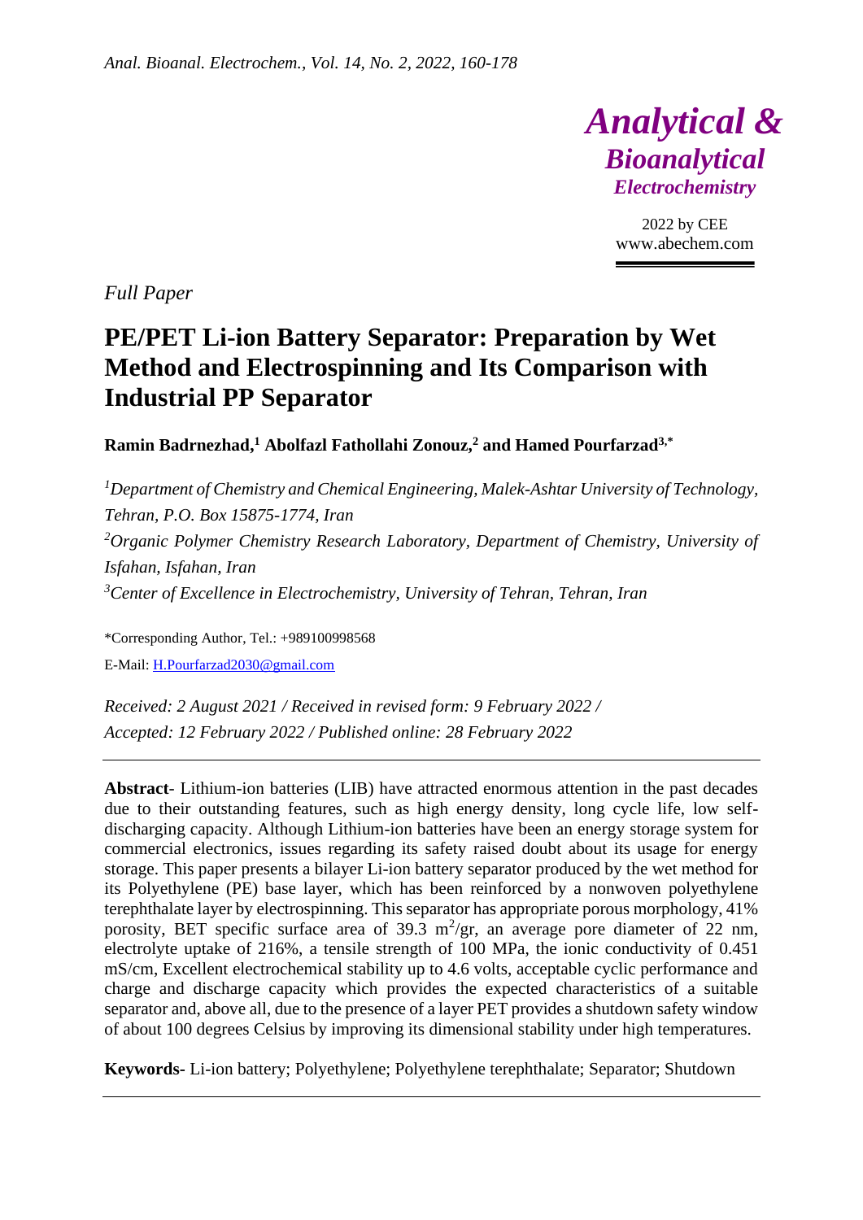*Full Paper*

# PE/PET Li-ion Battery Separator: Preparation by Wet Method and Electrospinning and Its Comparison with Industrial PP Separator

**Ramin Badrnezhad,[1] Abolfazl Fathollahi Zonouz,[2] and Hamed Pourfarzad[3,*]**

*[1]Department of Chemistry and Chemical Engineering, Malek-Ashtar University of Technology, Tehran, P.O. Box 15875-1774, Iran*

*[2]Organic Polymer Chemistry Research Laboratory, Department of Chemistry, University of Isfahan, Isfahan, Iran*

*[3]Center of Excellence in Electrochemistry, University of Tehran, Tehran, Iran*

*Corresponding Author, Tel.: +989100998568

E-Mail: H.Pourfarzad2030@gmail.com

*Received: 2 August 2021 / Received in revised form: 9 February 2022 / Accepted: 12 February 2022 / Published online: 28 February 2022*

---

**Abstract**- Lithium-ion batteries (LIB) have attracted enormous attention in the past decades due to their outstanding features, such as high energy density, long cycle life, low self-discharging capacity. Although Lithium-ion batteries have been an energy storage system for commercial electronics, issues regarding its safety raised doubt about its usage for energy storage. This paper presents a bilayer Li-ion battery separator produced by the wet method for its Polyethylene (PE) base layer, which has been reinforced by a nonwoven polyethylene terephthalate layer by electrospinning. This separator has appropriate porous morphology, 41% porosity, BET specific surface area of 39.3 $m^2$/gr, an average pore diameter of 22 nm, electrolyte uptake of 216%, a tensile strength of 100 MPa, the ionic conductivity of 0.451 mS/cm, Excellent electrochemical stability up to 4.6 volts, acceptable cyclic performance and charge and discharge capacity which provides the expected characteristics of a suitable separator and, above all, due to the presence of a layer PET provides a shutdown safety window of about 100 degrees Celsius by improving its dimensional stability under high temperatures.

**Keywords**- Li-ion battery; Polyethylene; Polyethylene terephthalate; Separator; Shutdown

---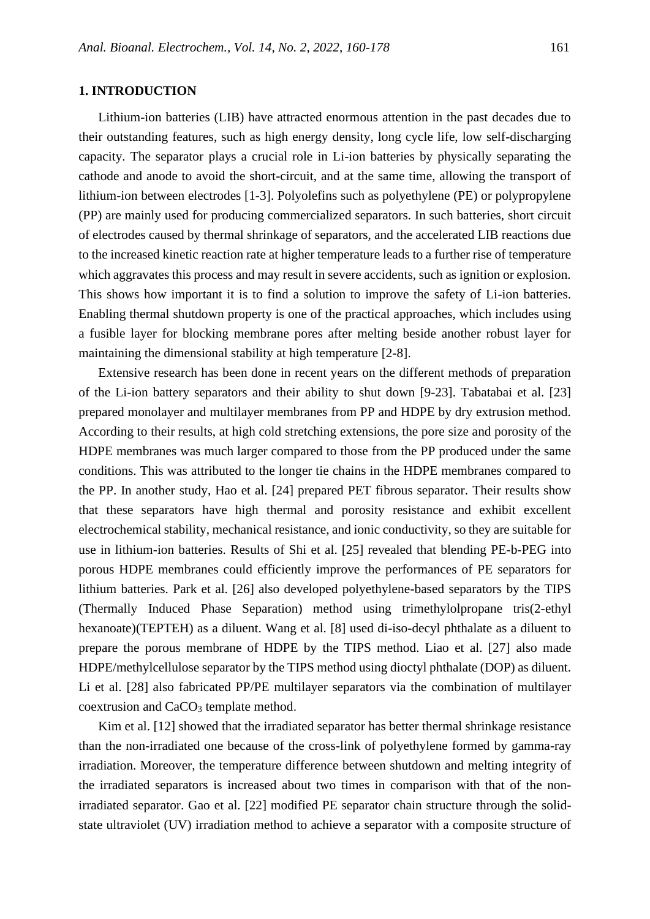## 1. INTRODUCTION

Lithium-ion batteries (LIB) have attracted enormous attention in the past decades due to their outstanding features, such as high energy density, long cycle life, low self-discharging capacity. The separator plays a crucial role in Li-ion batteries by physically separating the cathode and anode to avoid the short-circuit, and at the same time, allowing the transport of lithium-ion between electrodes [1-3]. Polyolefins such as polyethylene (PE) or polypropylene (PP) are mainly used for producing commercialized separators. In such batteries, short circuit of electrodes caused by thermal shrinkage of separators, and the accelerated LIB reactions due to the increased kinetic reaction rate at higher temperature leads to a further rise of temperature which aggravates this process and may result in severe accidents, such as ignition or explosion. This shows how important it is to find a solution to improve the safety of Li-ion batteries. Enabling thermal shutdown property is one of the practical approaches, which includes using a fusible layer for blocking membrane pores after melting beside another robust layer for maintaining the dimensional stability at high temperature [2-8].

Extensive research has been done in recent years on the different methods of preparation of the Li-ion battery separators and their ability to shut down [9-23]. Tabatabai et al. [23] prepared monolayer and multilayer membranes from PP and HDPE by dry extrusion method. According to their results, at high cold stretching extensions, the pore size and porosity of the HDPE membranes was much larger compared to those from the PP produced under the same conditions. This was attributed to the longer tie chains in the HDPE membranes compared to the PP. In another study, Hao et al. [24] prepared PET fibrous separator. Their results show that these separators have high thermal and porosity resistance and exhibit excellent electrochemical stability, mechanical resistance, and ionic conductivity, so they are suitable for use in lithium-ion batteries. Results of Shi et al. [25] revealed that blending PE-b-PEG into porous HDPE membranes could efficiently improve the performances of PE separators for lithium batteries. Park et al. [26] also developed polyethylene-based separators by the TIPS (Thermally Induced Phase Separation) method using trimethylolpropane tris(2-ethyl hexanoate)(TEPTEH) as a diluent. Wang et al. [8] used di-iso-decyl phthalate as a diluent to prepare the porous membrane of HDPE by the TIPS method. Liao et al. [27] also made HDPE/methylcellulose separator by the TIPS method using dioctyl phthalate (DOP) as diluent. Li et al. [28] also fabricated PP/PE multilayer separators via the combination of multilayer coextrusion and $CaCO_3$ template method.

Kim et al. [12] showed that the irradiated separator has better thermal shrinkage resistance than the non-irradiated one because of the cross-link of polyethylene formed by gamma-ray irradiation. Moreover, the temperature difference between shutdown and melting integrity of the irradiated separators is increased about two times in comparison with that of the non-irradiated separator. Gao et al. [22] modified PE separator chain structure through the solid-state ultraviolet (UV) irradiation method to achieve a separator with a composite structure of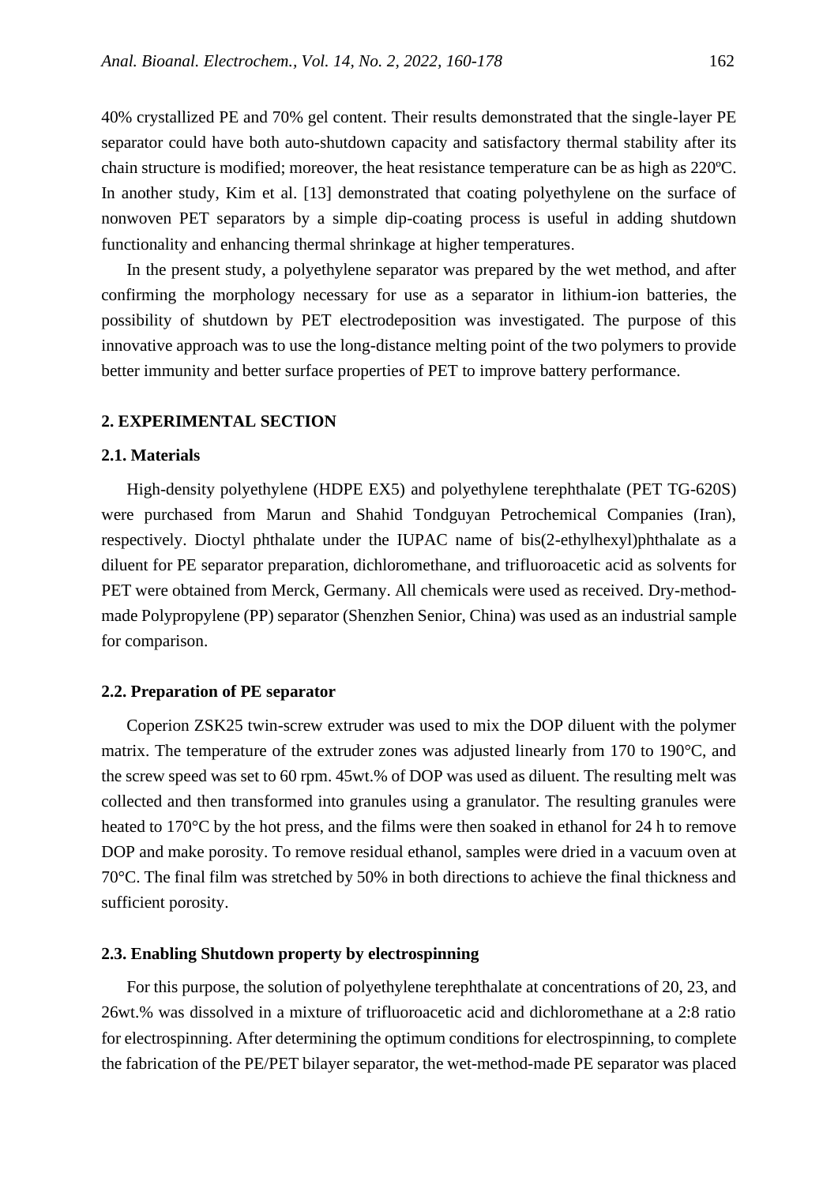40% crystallized PE and 70% gel content. Their results demonstrated that the single-layer PE separator could have both auto-shutdown capacity and satisfactory thermal stability after its chain structure is modified; moreover, the heat resistance temperature can be as high as 220ºC. In another study, Kim et al. [13] demonstrated that coating polyethylene on the surface of nonwoven PET separators by a simple dip-coating process is useful in adding shutdown functionality and enhancing thermal shrinkage at higher temperatures.

In the present study, a polyethylene separator was prepared by the wet method, and after confirming the morphology necessary for use as a separator in lithium-ion batteries, the possibility of shutdown by PET electrodeposition was investigated. The purpose of this innovative approach was to use the long-distance melting point of the two polymers to provide better immunity and better surface properties of PET to improve battery performance.

## 2. EXPERIMENTAL SECTION

### 2.1. Materials

High-density polyethylene (HDPE EX5) and polyethylene terephthalate (PET TG-620S) were purchased from Marun and Shahid Tondguyan Petrochemical Companies (Iran), respectively. Dioctyl phthalate under the IUPAC name of bis(2-ethylhexyl)phthalate as a diluent for PE separator preparation, dichloromethane, and trifluoroacetic acid as solvents for PET were obtained from Merck, Germany. All chemicals were used as received. Dry-method-made Polypropylene (PP) separator (Shenzhen Senior, China) was used as an industrial sample for comparison.

### 2.2. Preparation of PE separator

Coperion ZSK25 twin-screw extruder was used to mix the DOP diluent with the polymer matrix. The temperature of the extruder zones was adjusted linearly from 170 to 190°C, and the screw speed was set to 60 rpm. 45wt.% of DOP was used as diluent. The resulting melt was collected and then transformed into granules using a granulator. The resulting granules were heated to 170°C by the hot press, and the films were then soaked in ethanol for 24 h to remove DOP and make porosity. To remove residual ethanol, samples were dried in a vacuum oven at 70°C. The final film was stretched by 50% in both directions to achieve the final thickness and sufficient porosity.

### 2.3. Enabling Shutdown property by electrospinning

For this purpose, the solution of polyethylene terephthalate at concentrations of 20, 23, and 26wt.% was dissolved in a mixture of trifluoroacetic acid and dichloromethane at a 2:8 ratio for electrospinning. After determining the optimum conditions for electrospinning, to complete the fabrication of the PE/PET bilayer separator, the wet-method-made PE separator was placed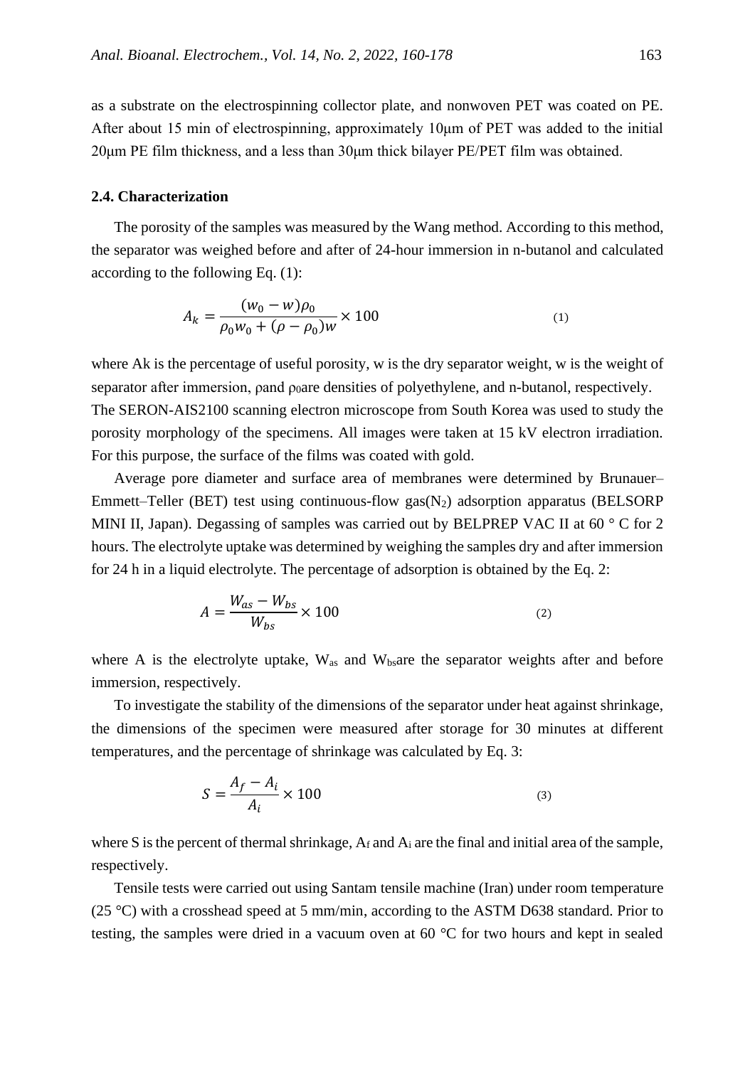as a substrate on the electrospinning collector plate, and nonwoven PET was coated on PE. After about 15 min of electrospinning, approximately 10μm of PET was added to the initial 20μm PE film thickness, and a less than 30μm thick bilayer PE/PET film was obtained.

### 2.4. Characterization

The porosity of the samples was measured by the Wang method. According to this method, the separator was weighed before and after of 24-hour immersion in n-butanol and calculated according to the following Eq. (1):

$$A_k = \frac{(w_0 - w)\rho_0}{\rho_0 w_0 + (\rho - \rho_0)w} \times 100 \tag{1}$$

where Ak is the percentage of useful porosity, w is the dry separator weight, w is the weight of separator after immersion, ρand $\rho_0$are densities of polyethylene, and n-butanol, respectively. The SERON-AIS2100 scanning electron microscope from South Korea was used to study the porosity morphology of the specimens. All images were taken at 15 kV electron irradiation. For this purpose, the surface of the films was coated with gold.

Average pore diameter and surface area of membranes were determined by Brunauer–Emmett–Teller (BET) test using continuous-flow gas($N_2$) adsorption apparatus (BELSORP MINI II, Japan). Degassing of samples was carried out by BELPREP VAC II at 60 ° C for 2 hours. The electrolyte uptake was determined by weighing the samples dry and after immersion for 24 h in a liquid electrolyte. The percentage of adsorption is obtained by the Eq. 2:

$$A = \frac{W_{as} - W_{bs}}{W_{bs}} \times 100 \tag{2}$$

where A is the electrolyte uptake, $W_{as}$ and $W_{bs}$are the separator weights after and before immersion, respectively.

To investigate the stability of the dimensions of the separator under heat against shrinkage, the dimensions of the specimen were measured after storage for 30 minutes at different temperatures, and the percentage of shrinkage was calculated by Eq. 3:

$$S = \frac{A_f - A_i}{A_i} \times 100 \tag{3}$$

where S is the percent of thermal shrinkage, $A_f$ and $A_i$ are the final and initial area of the sample, respectively.

Tensile tests were carried out using Santam tensile machine (Iran) under room temperature (25 °C) with a crosshead speed at 5 mm/min, according to the ASTM D638 standard. Prior to testing, the samples were dried in a vacuum oven at 60 °C for two hours and kept in sealed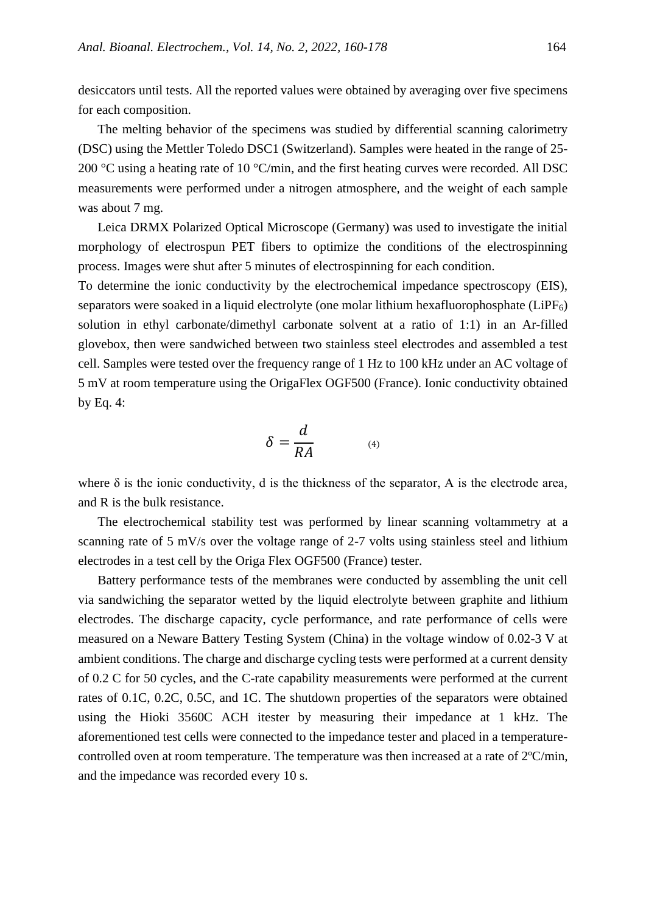desiccators until tests. All the reported values were obtained by averaging over five specimens for each composition.

The melting behavior of the specimens was studied by differential scanning calorimetry (DSC) using the Mettler Toledo DSC1 (Switzerland). Samples were heated in the range of 25-200 °C using a heating rate of 10 °C/min, and the first heating curves were recorded. All DSC measurements were performed under a nitrogen atmosphere, and the weight of each sample was about 7 mg.

Leica DRMX Polarized Optical Microscope (Germany) was used to investigate the initial morphology of electrospun PET fibers to optimize the conditions of the electrospinning process. Images were shut after 5 minutes of electrospinning for each condition.

To determine the ionic conductivity by the electrochemical impedance spectroscopy (EIS), separators were soaked in a liquid electrolyte (one molar lithium hexafluorophosphate ($LiPF_6$) solution in ethyl carbonate/dimethyl carbonate solvent at a ratio of 1:1) in an Ar-filled glovebox, then were sandwiched between two stainless steel electrodes and assembled a test cell. Samples were tested over the frequency range of 1 Hz to 100 kHz under an AC voltage of 5 mV at room temperature using the OrigaFlex OGF500 (France). Ionic conductivity obtained by Eq. 4:

$$\delta = \frac{d}{RA} \qquad (4)$$

where δ is the ionic conductivity, d is the thickness of the separator, A is the electrode area, and R is the bulk resistance.

The electrochemical stability test was performed by linear scanning voltammetry at a scanning rate of 5 mV/s over the voltage range of 2-7 volts using stainless steel and lithium electrodes in a test cell by the Origa Flex OGF500 (France) tester.

Battery performance tests of the membranes were conducted by assembling the unit cell via sandwiching the separator wetted by the liquid electrolyte between graphite and lithium electrodes. The discharge capacity, cycle performance, and rate performance of cells were measured on a Neware Battery Testing System (China) in the voltage window of 0.02-3 V at ambient conditions. The charge and discharge cycling tests were performed at a current density of 0.2 C for 50 cycles, and the C-rate capability measurements were performed at the current rates of 0.1C, 0.2C, 0.5C, and 1C. The shutdown properties of the separators were obtained using the Hioki 3560C ACH itester by measuring their impedance at 1 kHz. The aforementioned test cells were connected to the impedance tester and placed in a temperature-controlled oven at room temperature. The temperature was then increased at a rate of 2ºC/min, and the impedance was recorded every 10 s.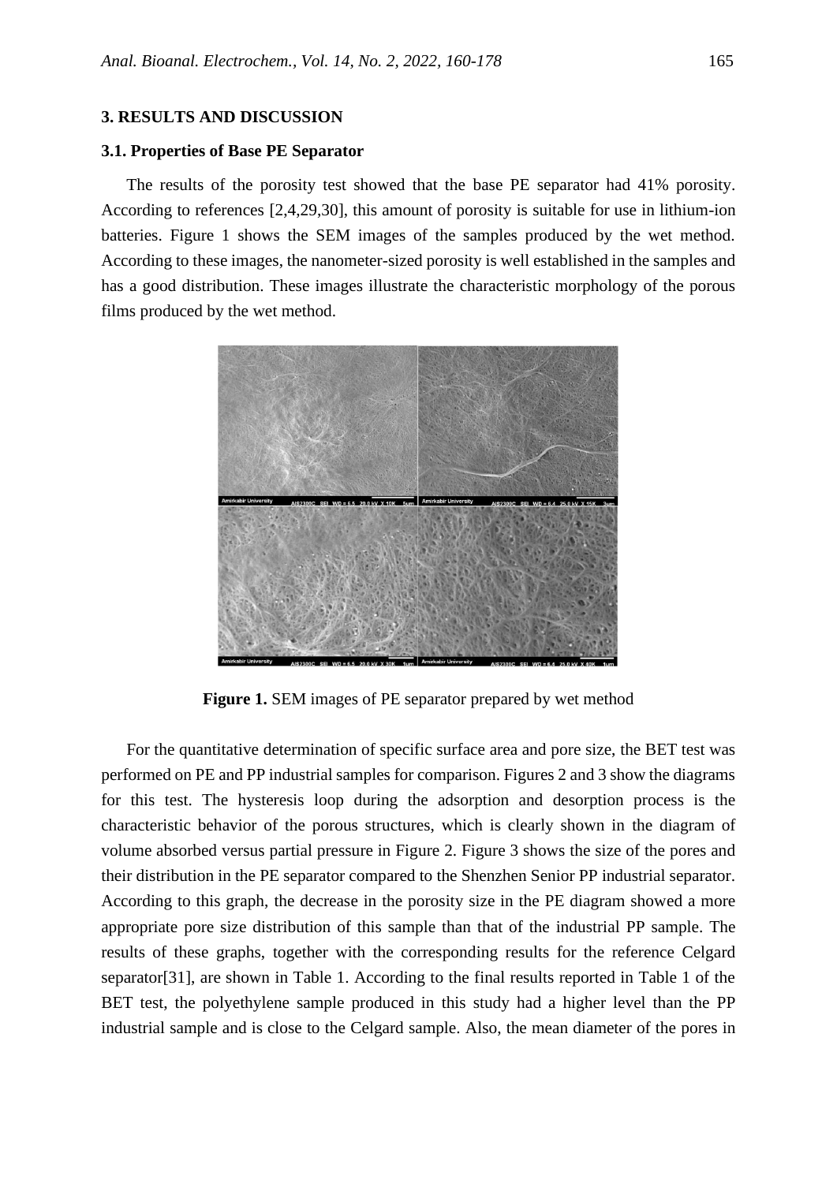## 3. RESULTS AND DISCUSSION

### 3.1. Properties of Base PE Separator

The results of the porosity test showed that the base PE separator had 41% porosity. According to references [2,4,29,30], this amount of porosity is suitable for use in lithium-ion batteries. Figure 1 shows the SEM images of the samples produced by the wet method. According to these images, the nanometer-sized porosity is well established in the samples and has a good distribution. These images illustrate the characteristic morphology of the porous films produced by the wet method.

**Figure 1.** SEM images of PE separator prepared by wet method

For the quantitative determination of specific surface area and pore size, the BET test was performed on PE and PP industrial samples for comparison. Figures 2 and 3 show the diagrams for this test. The hysteresis loop during the adsorption and desorption process is the characteristic behavior of the porous structures, which is clearly shown in the diagram of volume absorbed versus partial pressure in Figure 2. Figure 3 shows the size of the pores and their distribution in the PE separator compared to the Shenzhen Senior PP industrial separator. According to this graph, the decrease in the porosity size in the PE diagram showed a more appropriate pore size distribution of this sample than that of the industrial PP sample. The results of these graphs, together with the corresponding results for the reference Celgard separator[31], are shown in Table 1. According to the final results reported in Table 1 of the BET test, the polyethylene sample produced in this study had a higher level than the PP industrial sample and is close to the Celgard sample. Also, the mean diameter of the pores in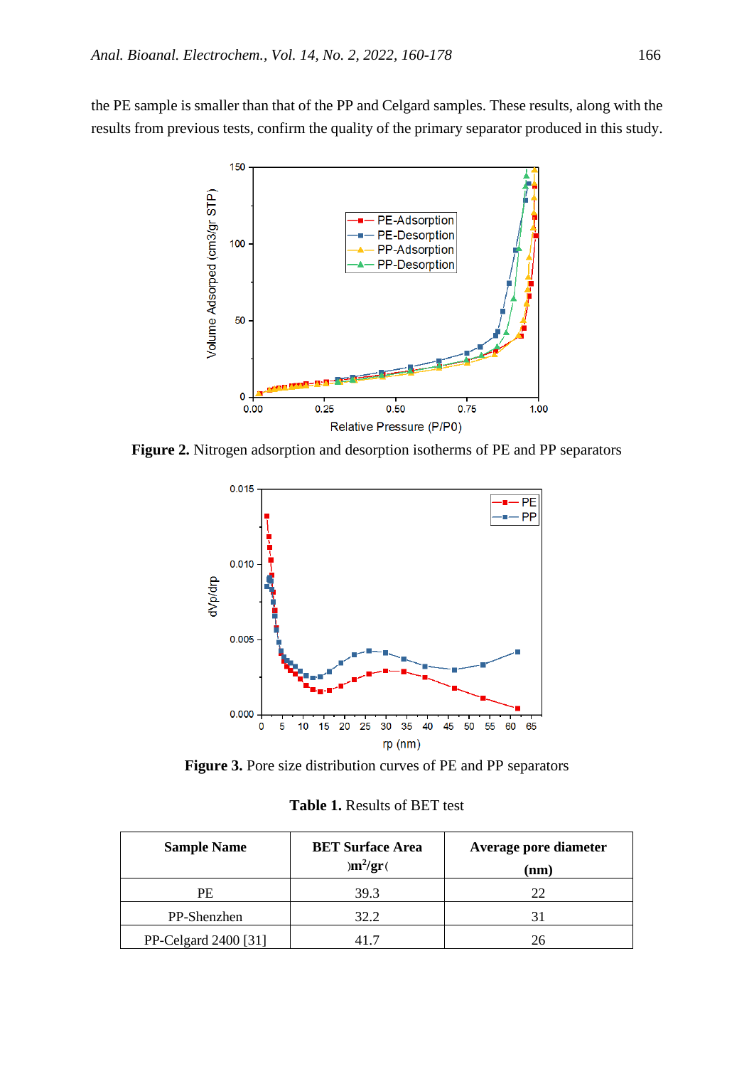the PE sample is smaller than that of the PP and Celgard samples. These results, along with the results from previous tests, confirm the quality of the primary separator produced in this study.

**Figure 2.** Nitrogen adsorption and desorption isotherms of PE and PP separators

**Figure 3.** Pore size distribution curves of PE and PP separators

**Table 1.** Results of BET test

| Sample Name | BET Surface Area (m$^2$/gr) | Average pore diameter (nm) |
|---|---|---|
| PE | 39.3 | 22 |
| PP-Shenzhen | 32.2 | 31 |
| PP-Celgard 2400 [31] | 41.7 | 26 |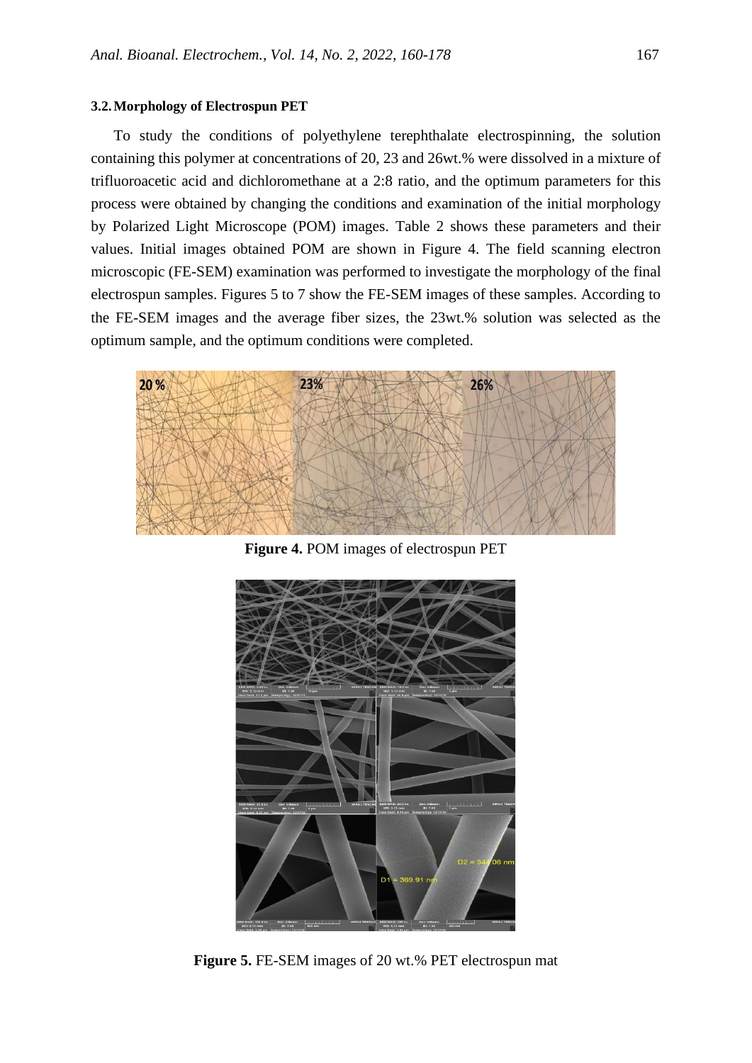### 3.2. Morphology of Electrospun PET

To study the conditions of polyethylene terephthalate electrospinning, the solution containing this polymer at concentrations of 20, 23 and 26wt.% were dissolved in a mixture of trifluoroacetic acid and dichloromethane at a 2:8 ratio, and the optimum parameters for this process were obtained by changing the conditions and examination of the initial morphology by Polarized Light Microscope (POM) images. Table 2 shows these parameters and their values. Initial images obtained POM are shown in Figure 4. The field scanning electron microscopic (FE-SEM) examination was performed to investigate the morphology of the final electrospun samples. Figures 5 to 7 show the FE-SEM images of these samples. According to the FE-SEM images and the average fiber sizes, the 23wt.% solution was selected as the optimum sample, and the optimum conditions were completed.

**Figure 4.** POM images of electrospun PET

**Figure 5.** FE-SEM images of 20 wt.% PET electrospun mat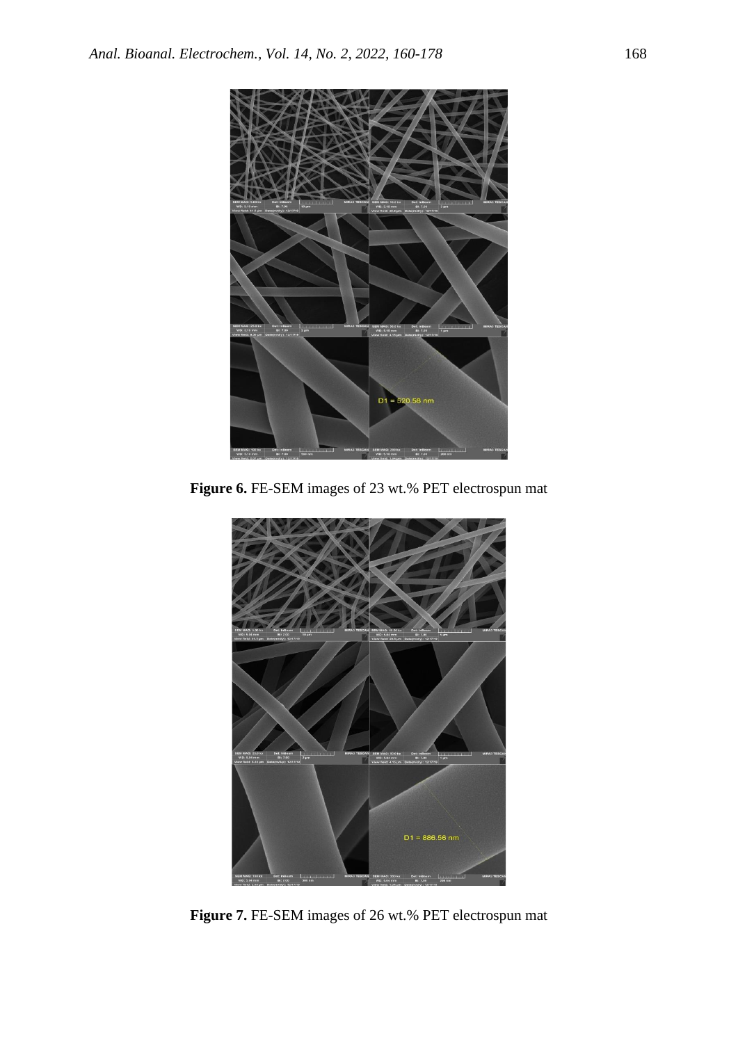**Figure 6.** FE-SEM images of 23 wt.% PET electrospun mat

**Figure 7.** FE-SEM images of 26 wt.% PET electrospun mat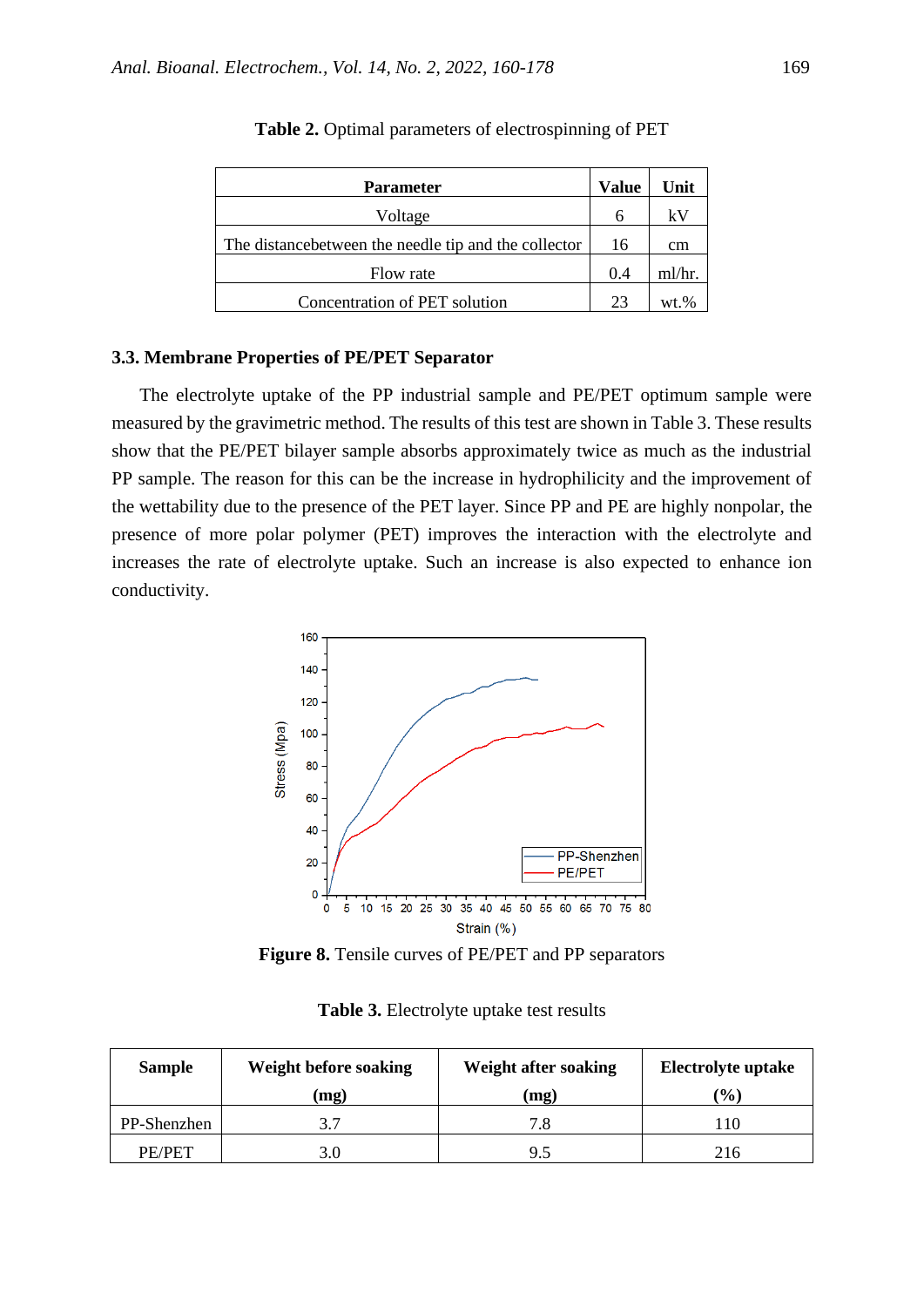**Table 2.** Optimal parameters of electrospinning of PET

| Parameter | Value | Unit |
|---|---|---|
| Voltage | 6 | kV |
| The distancebetween the needle tip and the collector | 16 | cm |
| Flow rate | 0.4 | ml/hr. |
| Concentration of PET solution | 23 | wt.% |

### 3.3. Membrane Properties of PE/PET Separator

The electrolyte uptake of the PP industrial sample and PE/PET optimum sample were measured by the gravimetric method. The results of this test are shown in Table 3. These results show that the PE/PET bilayer sample absorbs approximately twice as much as the industrial PP sample. The reason for this can be the increase in hydrophilicity and the improvement of the wettability due to the presence of the PET layer. Since PP and PE are highly nonpolar, the presence of more polar polymer (PET) improves the interaction with the electrolyte and increases the rate of electrolyte uptake. Such an increase is also expected to enhance ion conductivity.

**Figure 8.** Tensile curves of PE/PET and PP separators

**Table 3.** Electrolyte uptake test results

| Sample | Weight before soaking (mg) | Weight after soaking (mg) | Electrolyte uptake (%) |
|---|---|---|---|
| PP-Shenzhen | 3.7 | 7.8 | 110 |
| PE/PET | 3.0 | 9.5 | 216 |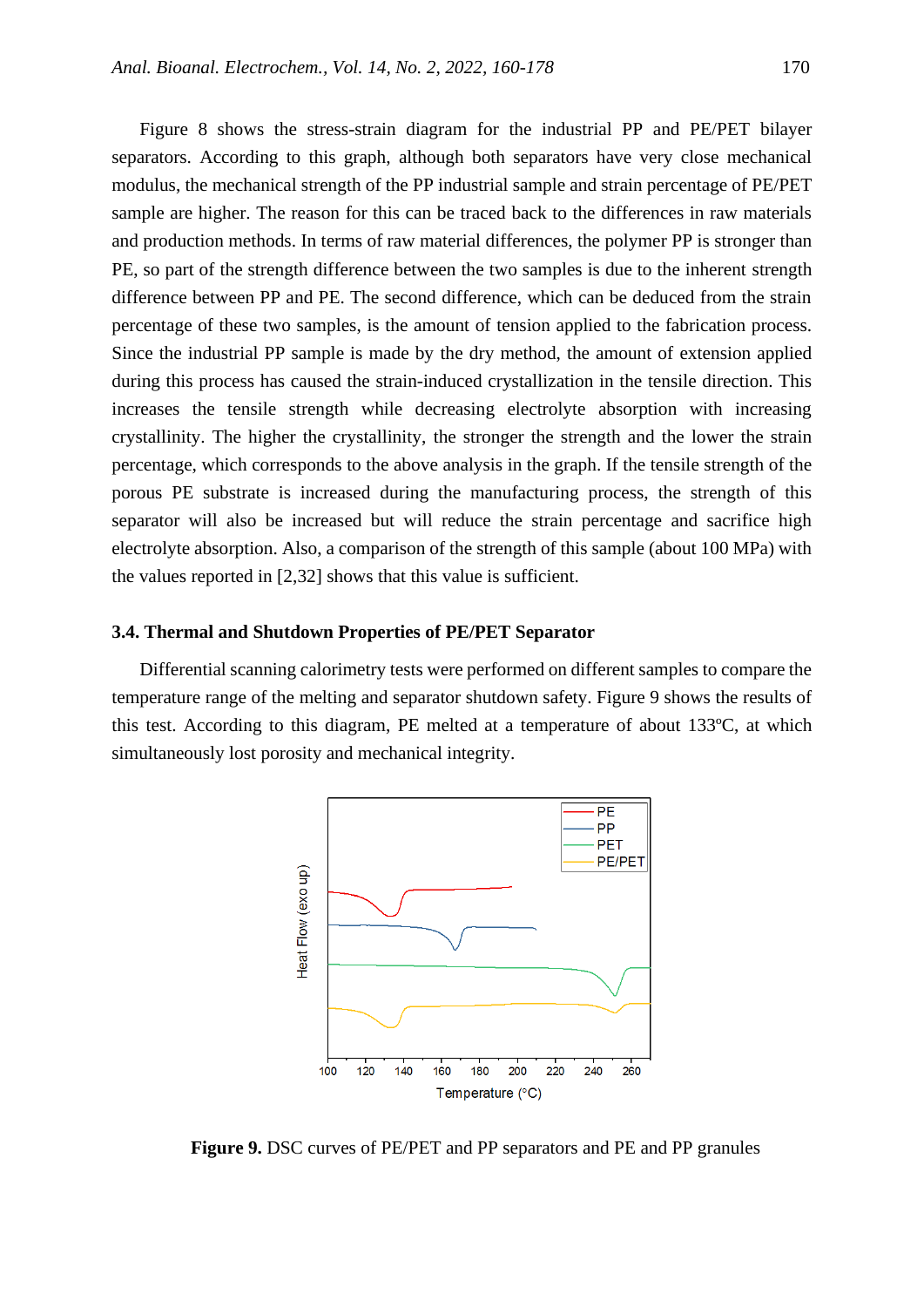Figure 8 shows the stress-strain diagram for the industrial PP and PE/PET bilayer separators. According to this graph, although both separators have very close mechanical modulus, the mechanical strength of the PP industrial sample and strain percentage of PE/PET sample are higher. The reason for this can be traced back to the differences in raw materials and production methods. In terms of raw material differences, the polymer PP is stronger than PE, so part of the strength difference between the two samples is due to the inherent strength difference between PP and PE. The second difference, which can be deduced from the strain percentage of these two samples, is the amount of tension applied to the fabrication process. Since the industrial PP sample is made by the dry method, the amount of extension applied during this process has caused the strain-induced crystallization in the tensile direction. This increases the tensile strength while decreasing electrolyte absorption with increasing crystallinity. The higher the crystallinity, the stronger the strength and the lower the strain percentage, which corresponds to the above analysis in the graph. If the tensile strength of the porous PE substrate is increased during the manufacturing process, the strength of this separator will also be increased but will reduce the strain percentage and sacrifice high electrolyte absorption. Also, a comparison of the strength of this sample (about 100 MPa) with the values reported in [2,32] shows that this value is sufficient.

### 3.4. Thermal and Shutdown Properties of PE/PET Separator

Differential scanning calorimetry tests were performed on different samples to compare the temperature range of the melting and separator shutdown safety. Figure 9 shows the results of this test. According to this diagram, PE melted at a temperature of about 133ºC, at which simultaneously lost porosity and mechanical integrity.

**Figure 9.** DSC curves of PE/PET and PP separators and PE and PP granules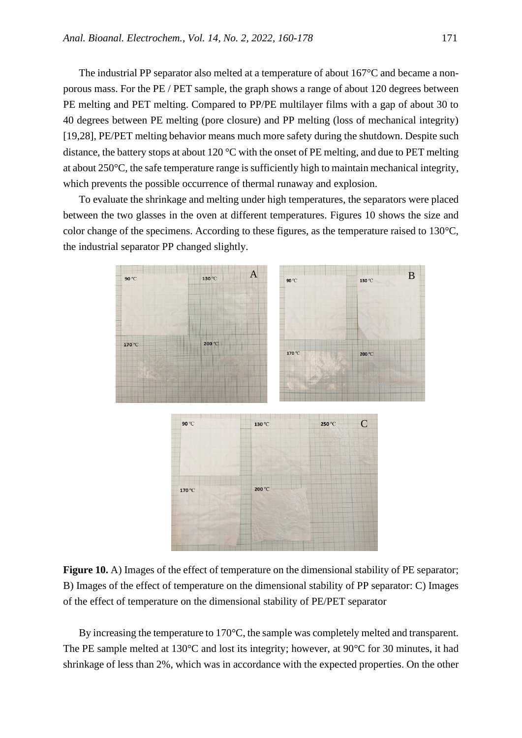The industrial PP separator also melted at a temperature of about 167°C and became a non-porous mass. For the PE / PET sample, the graph shows a range of about 120 degrees between PE melting and PET melting. Compared to PP/PE multilayer films with a gap of about 30 to 40 degrees between PE melting (pore closure) and PP melting (loss of mechanical integrity) [19,28], PE/PET melting behavior means much more safety during the shutdown. Despite such distance, the battery stops at about 120 °C with the onset of PE melting, and due to PET melting at about 250°C, the safe temperature range is sufficiently high to maintain mechanical integrity, which prevents the possible occurrence of thermal runaway and explosion.

To evaluate the shrinkage and melting under high temperatures, the separators were placed between the two glasses in the oven at different temperatures. Figures 10 shows the size and color change of the specimens. According to these figures, as the temperature raised to 130°C, the industrial separator PP changed slightly.

**Figure 10.** A) Images of the effect of temperature on the dimensional stability of PE separator; B) Images of the effect of temperature on the dimensional stability of PP separator: C) Images of the effect of temperature on the dimensional stability of PE/PET separator

By increasing the temperature to 170°C, the sample was completely melted and transparent. The PE sample melted at 130°C and lost its integrity; however, at 90°C for 30 minutes, it had shrinkage of less than 2%, which was in accordance with the expected properties. On the other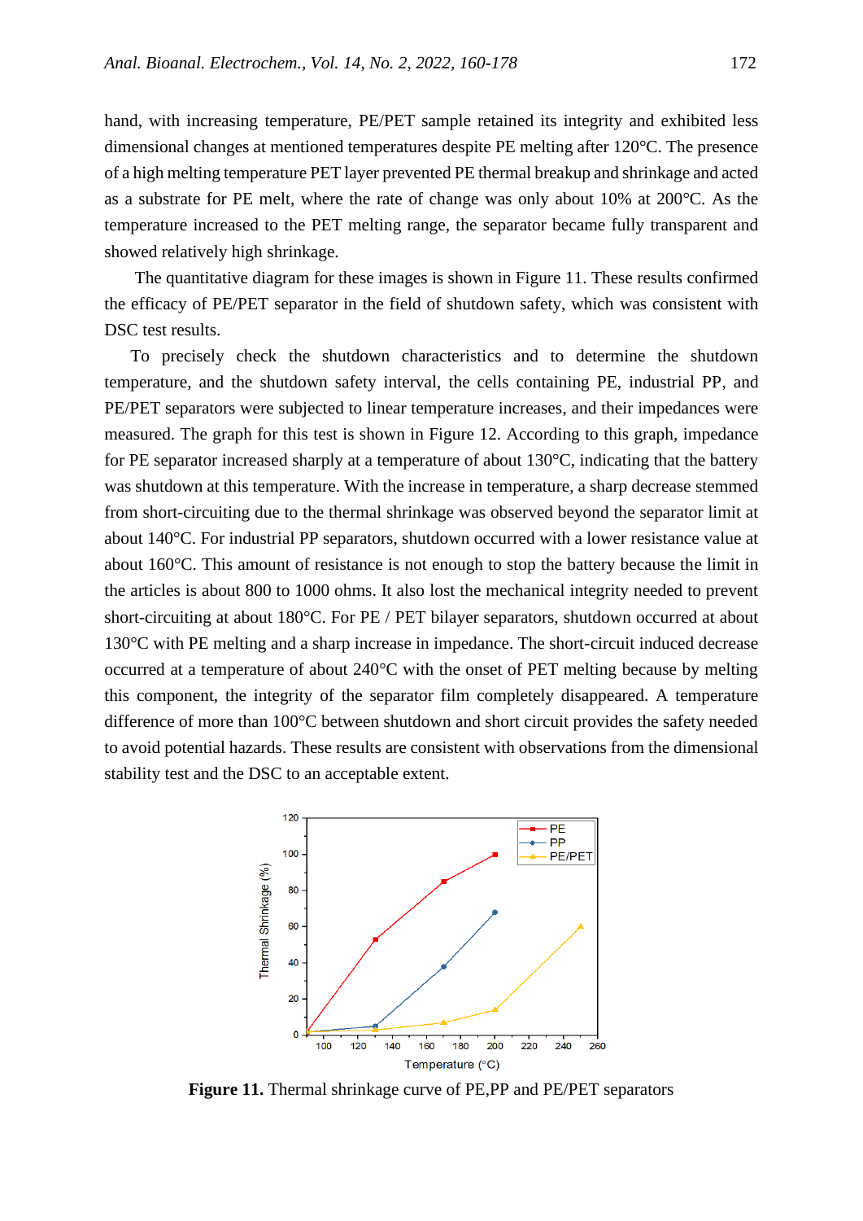hand, with increasing temperature, PE/PET sample retained its integrity and exhibited less dimensional changes at mentioned temperatures despite PE melting after 120°C. The presence of a high melting temperature PET layer prevented PE thermal breakup and shrinkage and acted as a substrate for PE melt, where the rate of change was only about 10% at 200°C. As the temperature increased to the PET melting range, the separator became fully transparent and showed relatively high shrinkage.

The quantitative diagram for these images is shown in Figure 11. These results confirmed the efficacy of PE/PET separator in the field of shutdown safety, which was consistent with DSC test results.

To precisely check the shutdown characteristics and to determine the shutdown temperature, and the shutdown safety interval, the cells containing PE, industrial PP, and PE/PET separators were subjected to linear temperature increases, and their impedances were measured. The graph for this test is shown in Figure 12. According to this graph, impedance for PE separator increased sharply at a temperature of about 130°C, indicating that the battery was shutdown at this temperature. With the increase in temperature, a sharp decrease stemmed from short-circuiting due to the thermal shrinkage was observed beyond the separator limit at about 140°C. For industrial PP separators, shutdown occurred with a lower resistance value at about 160°C. This amount of resistance is not enough to stop the battery because the limit in the articles is about 800 to 1000 ohms. It also lost the mechanical integrity needed to prevent short-circuiting at about 180°C. For PE / PET bilayer separators, shutdown occurred at about 130°C with PE melting and a sharp increase in impedance. The short-circuit induced decrease occurred at a temperature of about 240°C with the onset of PET melting because by melting this component, the integrity of the separator film completely disappeared. A temperature difference of more than 100°C between shutdown and short circuit provides the safety needed to avoid potential hazards. These results are consistent with observations from the dimensional stability test and the DSC to an acceptable extent.

**Figure 11.** Thermal shrinkage curve of PE,PP and PE/PET separators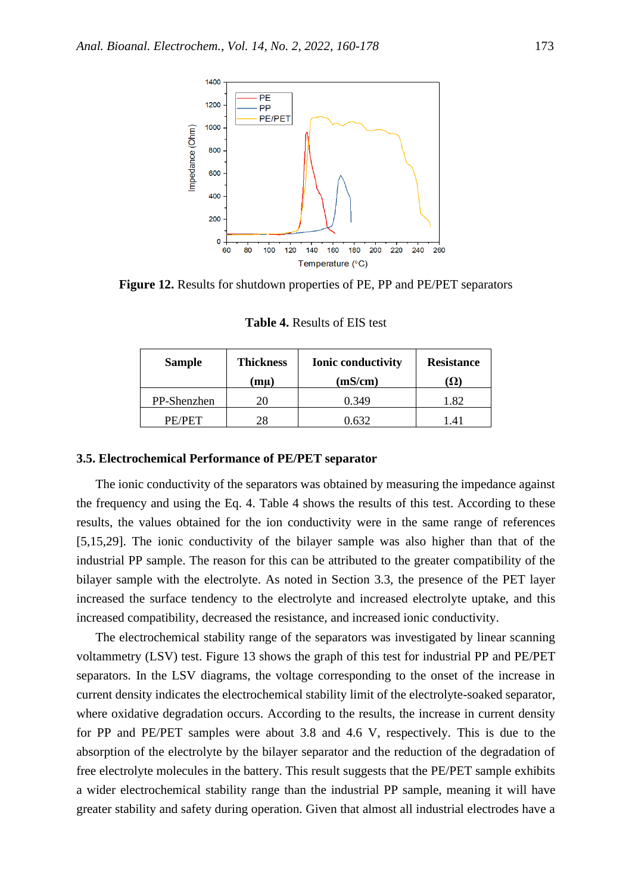Figure 12. Results for shutdown properties of PE, PP and PE/PET separators

**Table 4.** Results of EIS test

| Sample | Thickness (mμ) | Ionic conductivity (mS/cm) | Resistance (Ω) |
|---|---|---|---|
| PP-Shenzhen | 20 | 0.349 | 1.82 |
| PE/PET | 28 | 0.632 | 1.41 |

### 3.5. Electrochemical Performance of PE/PET separator

The ionic conductivity of the separators was obtained by measuring the impedance against the frequency and using the Eq. 4. Table 4 shows the results of this test. According to these results, the values obtained for the ion conductivity were in the same range of references [5,15,29]. The ionic conductivity of the bilayer sample was also higher than that of the industrial PP sample. The reason for this can be attributed to the greater compatibility of the bilayer sample with the electrolyte. As noted in Section 3.3, the presence of the PET layer increased the surface tendency to the electrolyte and increased electrolyte uptake, and this increased compatibility, decreased the resistance, and increased ionic conductivity.

The electrochemical stability range of the separators was investigated by linear scanning voltammetry (LSV) test. Figure 13 shows the graph of this test for industrial PP and PE/PET separators. In the LSV diagrams, the voltage corresponding to the onset of the increase in current density indicates the electrochemical stability limit of the electrolyte-soaked separator, where oxidative degradation occurs. According to the results, the increase in current density for PP and PE/PET samples were about 3.8 and 4.6 V, respectively. This is due to the absorption of the electrolyte by the bilayer separator and the reduction of the degradation of free electrolyte molecules in the battery. This result suggests that the PE/PET sample exhibits a wider electrochemical stability range than the industrial PP sample, meaning it will have greater stability and safety during operation. Given that almost all industrial electrodes have a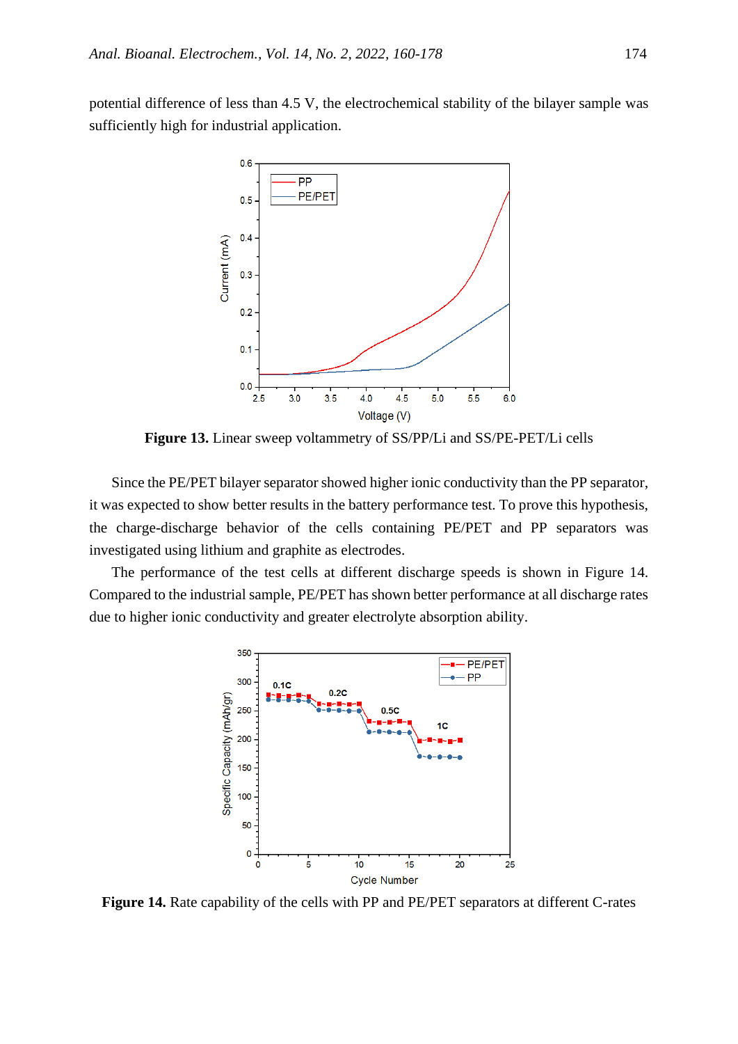potential difference of less than 4.5 V, the electrochemical stability of the bilayer sample was sufficiently high for industrial application.

**Figure 13.** Linear sweep voltammetry of SS/PP/Li and SS/PE-PET/Li cells

Since the PE/PET bilayer separator showed higher ionic conductivity than the PP separator, it was expected to show better results in the battery performance test. To prove this hypothesis, the charge-discharge behavior of the cells containing PE/PET and PP separators was investigated using lithium and graphite as electrodes.

The performance of the test cells at different discharge speeds is shown in Figure 14. Compared to the industrial sample, PE/PET has shown better performance at all discharge rates due to higher ionic conductivity and greater electrolyte absorption ability.

**Figure 14.** Rate capability of the cells with PP and PE/PET separators at different C-rates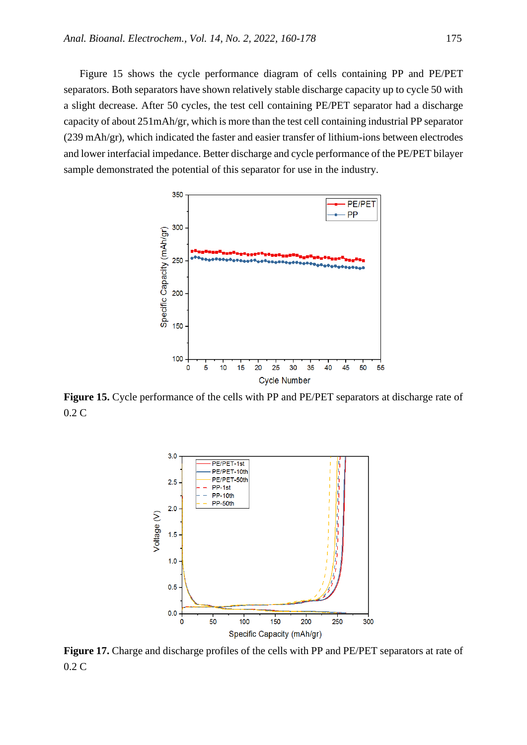Figure 15 shows the cycle performance diagram of cells containing PP and PE/PET separators. Both separators have shown relatively stable discharge capacity up to cycle 50 with a slight decrease. After 50 cycles, the test cell containing PE/PET separator had a discharge capacity of about 251mAh/gr, which is more than the test cell containing industrial PP separator (239 mAh/gr), which indicated the faster and easier transfer of lithium-ions between electrodes and lower interfacial impedance. Better discharge and cycle performance of the PE/PET bilayer sample demonstrated the potential of this separator for use in the industry.

**Figure 15.** Cycle performance of the cells with PP and PE/PET separators at discharge rate of 0.2 C

**Figure 17.** Charge and discharge profiles of the cells with PP and PE/PET separators at rate of 0.2 C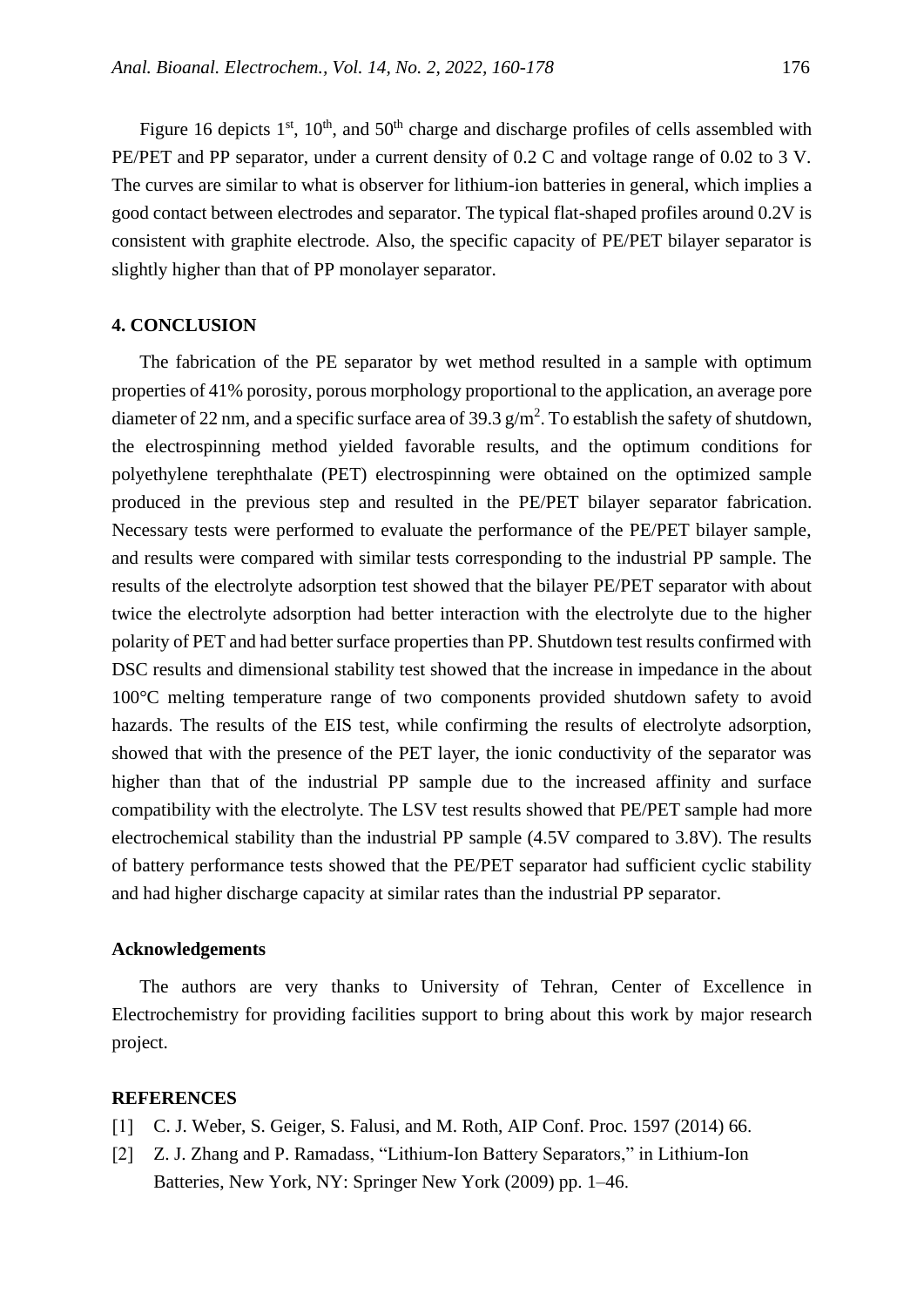Figure 16 depicts 1st, 10th, and 50th charge and discharge profiles of cells assembled with PE/PET and PP separator, under a current density of 0.2 C and voltage range of 0.02 to 3 V. The curves are similar to what is observer for lithium-ion batteries in general, which implies a good contact between electrodes and separator. The typical flat-shaped profiles around 0.2V is consistent with graphite electrode. Also, the specific capacity of PE/PET bilayer separator is slightly higher than that of PP monolayer separator.

## 4. CONCLUSION

The fabrication of the PE separator by wet method resulted in a sample with optimum properties of 41% porosity, porous morphology proportional to the application, an average pore diameter of 22 nm, and a specific surface area of 39.3 $g/m^2$. To establish the safety of shutdown, the electrospinning method yielded favorable results, and the optimum conditions for polyethylene terephthalate (PET) electrospinning were obtained on the optimized sample produced in the previous step and resulted in the PE/PET bilayer separator fabrication. Necessary tests were performed to evaluate the performance of the PE/PET bilayer sample, and results were compared with similar tests corresponding to the industrial PP sample. The results of the electrolyte adsorption test showed that the bilayer PE/PET separator with about twice the electrolyte adsorption had better interaction with the electrolyte due to the higher polarity of PET and had better surface properties than PP. Shutdown test results confirmed with DSC results and dimensional stability test showed that the increase in impedance in the about 100°C melting temperature range of two components provided shutdown safety to avoid hazards. The results of the EIS test, while confirming the results of electrolyte adsorption, showed that with the presence of the PET layer, the ionic conductivity of the separator was higher than that of the industrial PP sample due to the increased affinity and surface compatibility with the electrolyte. The LSV test results showed that PE/PET sample had more electrochemical stability than the industrial PP sample (4.5V compared to 3.8V). The results of battery performance tests showed that the PE/PET separator had sufficient cyclic stability and had higher discharge capacity at similar rates than the industrial PP separator.

### Acknowledgements

The authors are very thanks to University of Tehran, Center of Excellence in Electrochemistry for providing facilities support to bring about this work by major research project.

### REFERENCES

[1] C. J. Weber, S. Geiger, S. Falusi, and M. Roth, AIP Conf. Proc. 1597 (2014) 66.

[2] Z. J. Zhang and P. Ramadass, "Lithium-Ion Battery Separators," in Lithium-Ion Batteries, New York, NY: Springer New York (2009) pp. 1–46.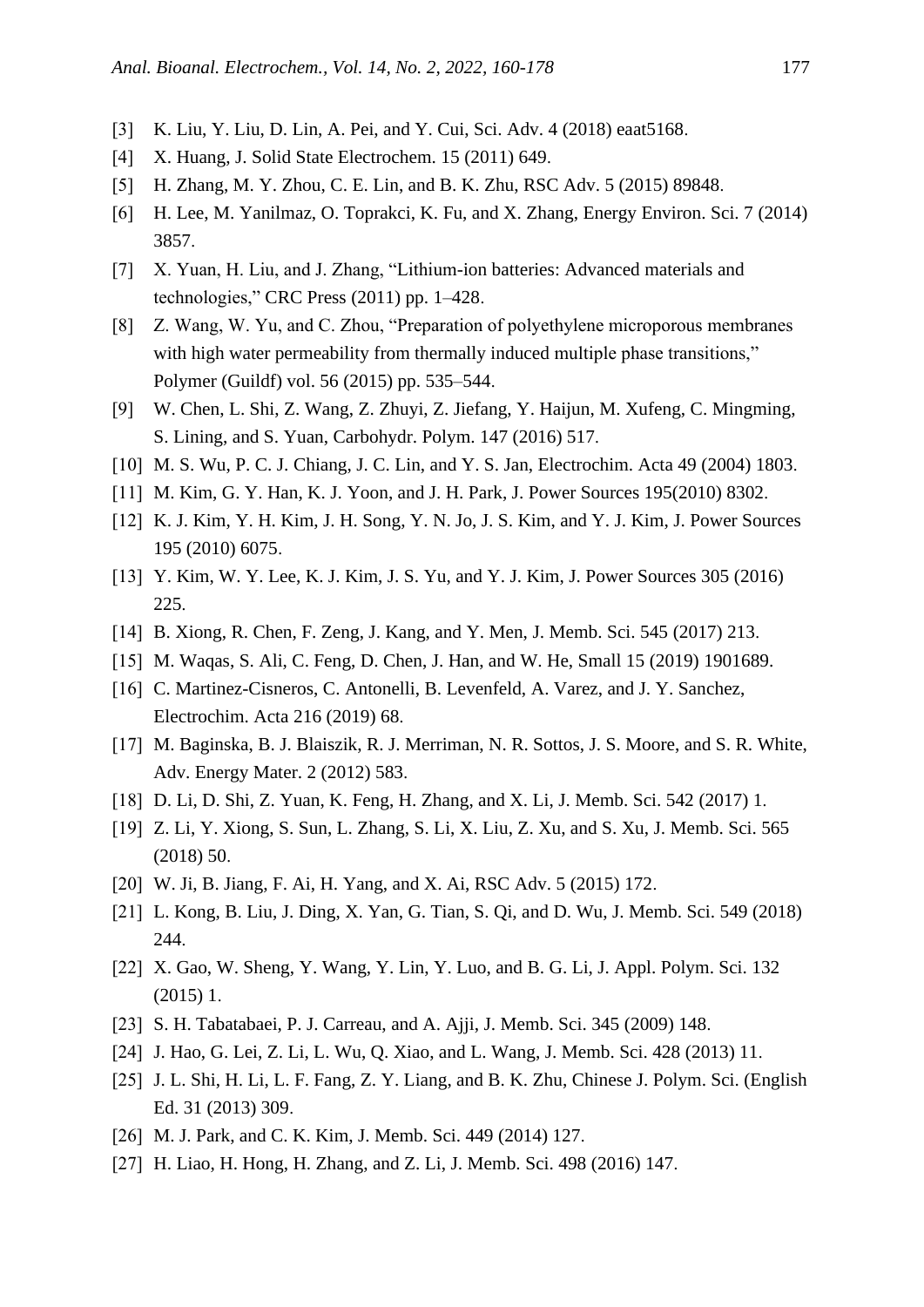[3] K. Liu, Y. Liu, D. Lin, A. Pei, and Y. Cui, Sci. Adv. 4 (2018) eaat5168.

[4] X. Huang, J. Solid State Electrochem. 15 (2011) 649.

[5] H. Zhang, M. Y. Zhou, C. E. Lin, and B. K. Zhu, RSC Adv. 5 (2015) 89848.

[6] H. Lee, M. Yanilmaz, O. Toprakci, K. Fu, and X. Zhang, Energy Environ. Sci. 7 (2014) 3857.

[7] X. Yuan, H. Liu, and J. Zhang, "Lithium-ion batteries: Advanced materials and technologies," CRC Press (2011) pp. 1–428.

[8] Z. Wang, W. Yu, and C. Zhou, "Preparation of polyethylene microporous membranes with high water permeability from thermally induced multiple phase transitions," Polymer (Guildf) vol. 56 (2015) pp. 535–544.

[9] W. Chen, L. Shi, Z. Wang, Z. Zhuyi, Z. Jiefang, Y. Haijun, M. Xufeng, C. Mingming, S. Lining, and S. Yuan, Carbohydr. Polym. 147 (2016) 517.

[10] M. S. Wu, P. C. J. Chiang, J. C. Lin, and Y. S. Jan, Electrochim. Acta 49 (2004) 1803.

[11] M. Kim, G. Y. Han, K. J. Yoon, and J. H. Park, J. Power Sources 195(2010) 8302.

[12] K. J. Kim, Y. H. Kim, J. H. Song, Y. N. Jo, J. S. Kim, and Y. J. Kim, J. Power Sources 195 (2010) 6075.

[13] Y. Kim, W. Y. Lee, K. J. Kim, J. S. Yu, and Y. J. Kim, J. Power Sources 305 (2016) 225.

[14] B. Xiong, R. Chen, F. Zeng, J. Kang, and Y. Men, J. Memb. Sci. 545 (2017) 213.

[15] M. Waqas, S. Ali, C. Feng, D. Chen, J. Han, and W. He, Small 15 (2019) 1901689.

[16] C. Martinez-Cisneros, C. Antonelli, B. Levenfeld, A. Varez, and J. Y. Sanchez, Electrochim. Acta 216 (2019) 68.

[17] M. Baginska, B. J. Blaiszik, R. J. Merriman, N. R. Sottos, J. S. Moore, and S. R. White, Adv. Energy Mater. 2 (2012) 583.

[18] D. Li, D. Shi, Z. Yuan, K. Feng, H. Zhang, and X. Li, J. Memb. Sci. 542 (2017) 1.

[19] Z. Li, Y. Xiong, S. Sun, L. Zhang, S. Li, X. Liu, Z. Xu, and S. Xu, J. Memb. Sci. 565 (2018) 50.

[20] W. Ji, B. Jiang, F. Ai, H. Yang, and X. Ai, RSC Adv. 5 (2015) 172.

[21] L. Kong, B. Liu, J. Ding, X. Yan, G. Tian, S. Qi, and D. Wu, J. Memb. Sci. 549 (2018) 244.

[22] X. Gao, W. Sheng, Y. Wang, Y. Lin, Y. Luo, and B. G. Li, J. Appl. Polym. Sci. 132 (2015) 1.

[23] S. H. Tabatabaei, P. J. Carreau, and A. Ajji, J. Memb. Sci. 345 (2009) 148.

[24] J. Hao, G. Lei, Z. Li, L. Wu, Q. Xiao, and L. Wang, J. Memb. Sci. 428 (2013) 11.

[25] J. L. Shi, H. Li, L. F. Fang, Z. Y. Liang, and B. K. Zhu, Chinese J. Polym. Sci. (English Ed. 31 (2013) 309.

[26] M. J. Park, and C. K. Kim, J. Memb. Sci. 449 (2014) 127.

[27] H. Liao, H. Hong, H. Zhang, and Z. Li, J. Memb. Sci. 498 (2016) 147.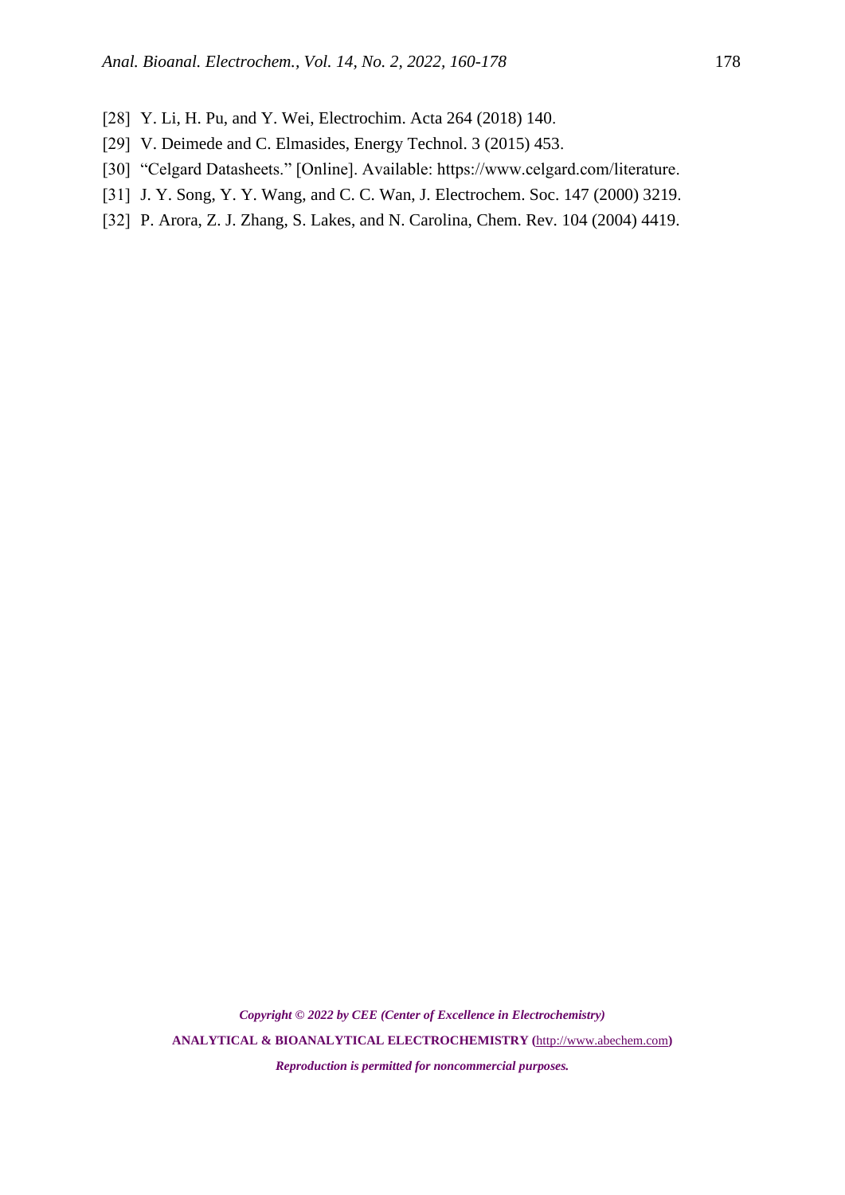[28] Y. Li, H. Pu, and Y. Wei, Electrochim. Acta 264 (2018) 140.

[29] V. Deimede and C. Elmasides, Energy Technol. 3 (2015) 453.

[30] "Celgard Datasheets." [Online]. Available: https://www.celgard.com/literature.

[31] J. Y. Song, Y. Y. Wang, and C. C. Wan, J. Electrochem. Soc. 147 (2000) 3219.

[32] P. Arora, Z. J. Zhang, S. Lakes, and N. Carolina, Chem. Rev. 104 (2004) 4419.

***Copyright © 2022 by CEE (Center of Excellence in Electrochemistry)***

**ANALYTICAL & BIOANALYTICAL ELECTROCHEMISTRY (http://www.abechem.com)**

***Reproduction is permitted for noncommercial purposes.***